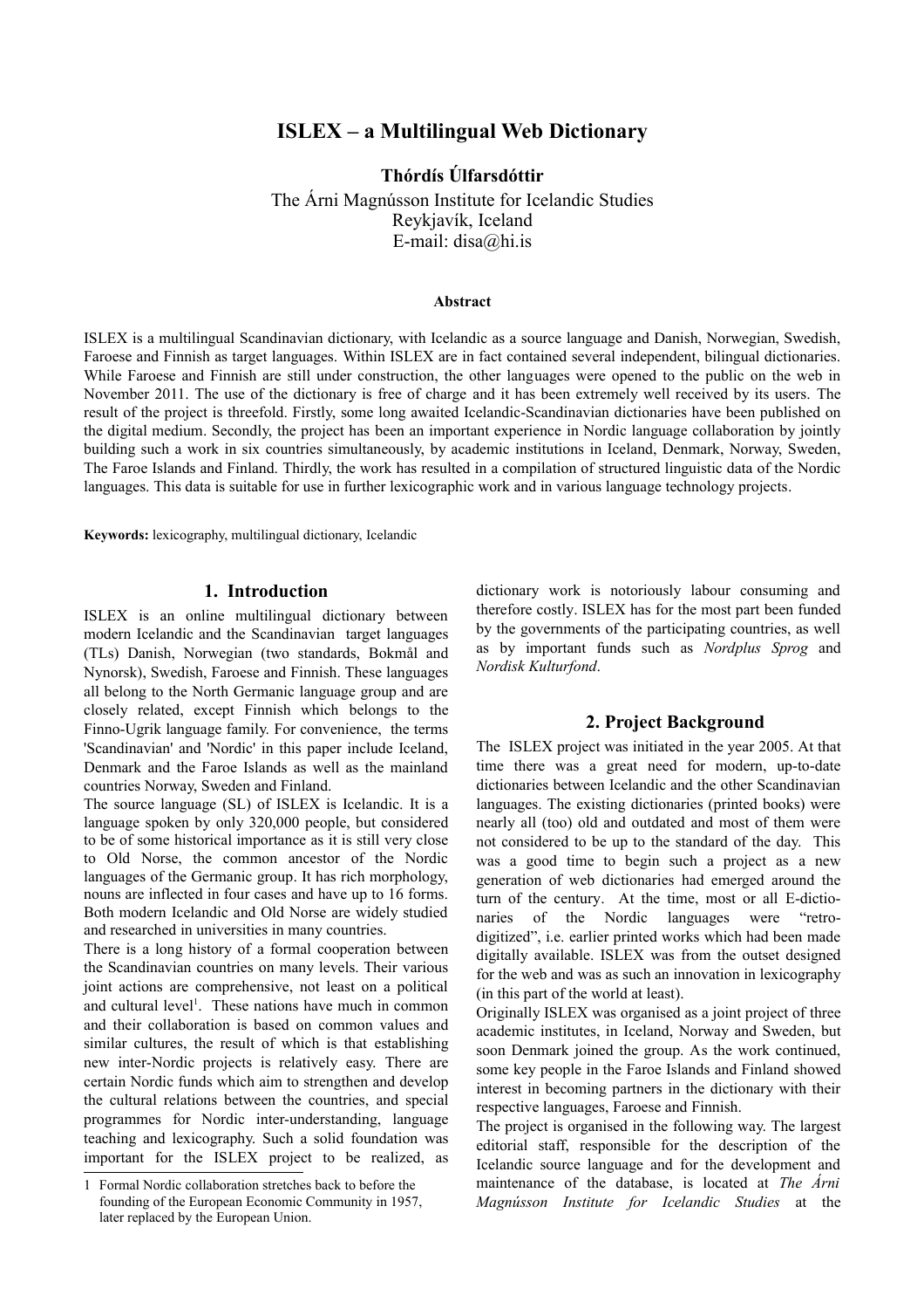# ISLEX – a Multilingual Web Dictionary

**Thórdís Úlfarsdóttir**

The Árni Magnússon Institute for Icelandic Studies
Reykjavík, Iceland
E-mail: disa@hi.is

**Abstract**

ISLEX is a multilingual Scandinavian dictionary, with Icelandic as a source language and Danish, Norwegian, Swedish, Faroese and Finnish as target languages. Within ISLEX are in fact contained several independent, bilingual dictionaries. While Faroese and Finnish are still under construction, the other languages were opened to the public on the web in November 2011. The use of the dictionary is free of charge and it has been extremely well received by its users. The result of the project is threefold. Firstly, some long awaited Icelandic-Scandinavian dictionaries have been published on the digital medium. Secondly, the project has been an important experience in Nordic language collaboration by jointly building such a work in six countries simultaneously, by academic institutions in Iceland, Denmark, Norway, Sweden, The Faroe Islands and Finland. Thirdly, the work has resulted in a compilation of structured linguistic data of the Nordic languages. This data is suitable for use in further lexicographic work and in various language technology projects.

**Keywords:** lexicography, multilingual dictionary, Icelandic

## 1. Introduction

ISLEX is an online multilingual dictionary between modern Icelandic and the Scandinavian target languages (TLs) Danish, Norwegian (two standards, Bokmål and Nynorsk), Swedish, Faroese and Finnish. These languages all belong to the North Germanic language group and are closely related, except Finnish which belongs to the Finno-Ugrik language family. For convenience, the terms 'Scandinavian' and 'Nordic' in this paper include Iceland, Denmark and the Faroe Islands as well as the mainland countries Norway, Sweden and Finland.

The source language (SL) of ISLEX is Icelandic. It is a language spoken by only 320,000 people, but considered to be of some historical importance as it is still very close to Old Norse, the common ancestor of the Nordic languages of the Germanic group. It has rich morphology, nouns are inflected in four cases and have up to 16 forms. Both modern Icelandic and Old Norse are widely studied and researched in universities in many countries.

There is a long history of a formal cooperation between the Scandinavian countries on many levels. Their various joint actions are comprehensive, not least on a political and cultural level[1]. These nations have much in common and their collaboration is based on common values and similar cultures, the result of which is that establishing new inter-Nordic projects is relatively easy. There are certain Nordic funds which aim to strengthen and develop the cultural relations between the countries, and special programmes for Nordic inter-understanding, language teaching and lexicography. Such a solid foundation was important for the ISLEX project to be realized, as dictionary work is notoriously labour consuming and therefore costly. ISLEX has for the most part been funded by the governments of the participating countries, as well as by important funds such as *Nordplus Sprog* and *Nordisk Kulturfond*.

## 2. Project Background

The ISLEX project was initiated in the year 2005. At that time there was a great need for modern, up-to-date dictionaries between Icelandic and the other Scandinavian languages. The existing dictionaries (printed books) were nearly all (too) old and outdated and most of them were not considered to be up to the standard of the day. This was a good time to begin such a project as a new generation of web dictionaries had emerged around the turn of the century. At the time, most or all E-dictionaries of the Nordic languages were "retro-digitized", i.e. earlier printed works which had been made digitally available. ISLEX was from the outset designed for the web and was as such an innovation in lexicography (in this part of the world at least).

Originally ISLEX was organised as a joint project of three academic institutes, in Iceland, Norway and Sweden, but soon Denmark joined the group. As the work continued, some key people in the Faroe Islands and Finland showed interest in becoming partners in the dictionary with their respective languages, Faroese and Finnish.

The project is organised in the following way. The largest editorial staff, responsible for the description of the Icelandic source language and for the development and maintenance of the database, is located at *The Árni Magnússon Institute for Icelandic Studies* at the

1 Formal Nordic collaboration stretches back to before the founding of the European Economic Community in 1957, later replaced by the European Union.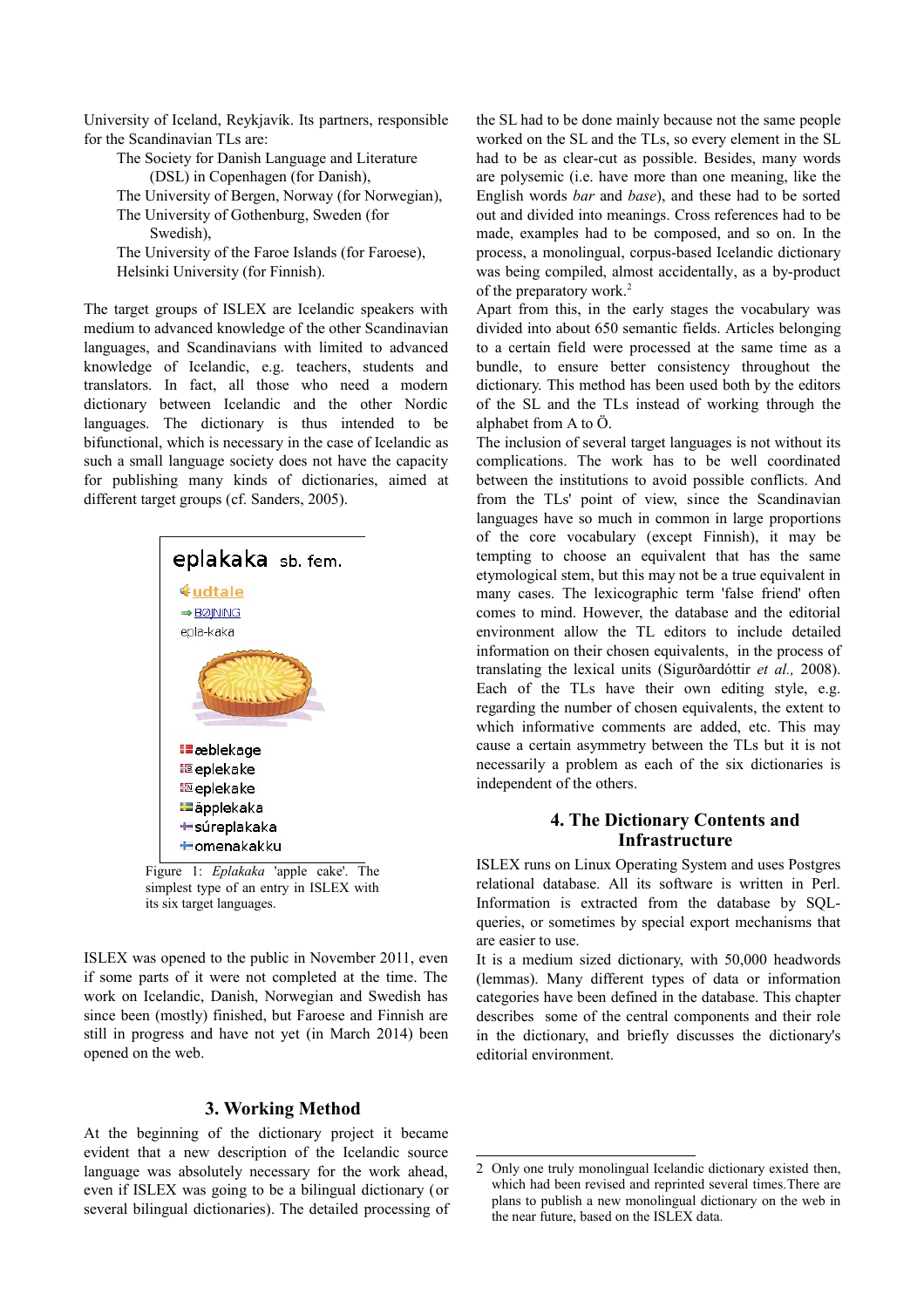University of Iceland, Reykjavík. Its partners, responsible for the Scandinavian TLs are:

The Society for Danish Language and Literature (DSL) in Copenhagen (for Danish),
The University of Bergen, Norway (for Norwegian),
The University of Gothenburg, Sweden (for Swedish),
The University of the Faroe Islands (for Faroese),
Helsinki University (for Finnish).

The target groups of ISLEX are Icelandic speakers with medium to advanced knowledge of the other Scandinavian languages, and Scandinavians with limited to advanced knowledge of Icelandic, e.g. teachers, students and translators. In fact, all those who need a modern dictionary between Icelandic and the other Nordic languages. The dictionary is thus intended to be bifunctional, which is necessary in the case of Icelandic as such a small language society does not have the capacity for publishing many kinds of dictionaries, aimed at different target groups (cf. Sanders, 2005).

eplakaka sb. fem.
udtale
BØJNING
epla-kaka

æblekage
eplekake
eplekake
äpplekaka
súreplakaka
omenakakku

Figure 1: *Eplakaka* 'apple cake'. The simplest type of an entry in ISLEX with its six target languages.

ISLEX was opened to the public in November 2011, even if some parts of it were not completed at the time. The work on Icelandic, Danish, Norwegian and Swedish has since been (mostly) finished, but Faroese and Finnish are still in progress and have not yet (in March 2014) been opened on the web.

## 3. Working Method

At the beginning of the dictionary project it became evident that a new description of the Icelandic source language was absolutely necessary for the work ahead, even if ISLEX was going to be a bilingual dictionary (or several bilingual dictionaries). The detailed processing of the SL had to be done mainly because not the same people worked on the SL and the TLs, so every element in the SL had to be as clear-cut as possible. Besides, many words are polysemic (i.e. have more than one meaning, like the English words *bar* and *base*), and these had to be sorted out and divided into meanings. Cross references had to be made, examples had to be composed, and so on. In the process, a monolingual, corpus-based Icelandic dictionary was being compiled, almost accidentally, as a by-product of the preparatory work.[2]

Apart from this, in the early stages the vocabulary was divided into about 650 semantic fields. Articles belonging to a certain field were processed at the same time as a bundle, to ensure better consistency throughout the dictionary. This method has been used both by the editors of the SL and the TLs instead of working through the alphabet from A to Ö.

The inclusion of several target languages is not without its complications. The work has to be well coordinated between the institutions to avoid possible conflicts. And from the TLs' point of view, since the Scandinavian languages have so much in common in large proportions of the core vocabulary (except Finnish), it may be tempting to choose an equivalent that has the same etymological stem, but this may not be a true equivalent in many cases. The lexicographic term 'false friend' often comes to mind. However, the database and the editorial environment allow the TL editors to include detailed information on their chosen equivalents, in the process of translating the lexical units (Sigurðardóttir *et al.,* 2008). Each of the TLs have their own editing style, e.g. regarding the number of chosen equivalents, the extent to which informative comments are added, etc. This may cause a certain asymmetry between the TLs but it is not necessarily a problem as each of the six dictionaries is independent of the others.

## 4. The Dictionary Contents and Infrastructure

ISLEX runs on Linux Operating System and uses Postgres relational database. All its software is written in Perl. Information is extracted from the database by SQL-queries, or sometimes by special export mechanisms that are easier to use.

It is a medium sized dictionary, with 50,000 headwords (lemmas). Many different types of data or information categories have been defined in the database. This chapter describes some of the central components and their role in the dictionary, and briefly discusses the dictionary's editorial environment.

---

[2] Only one truly monolingual Icelandic dictionary existed then, which had been revised and reprinted several times. There are plans to publish a new monolingual dictionary on the web in the near future, based on the ISLEX data.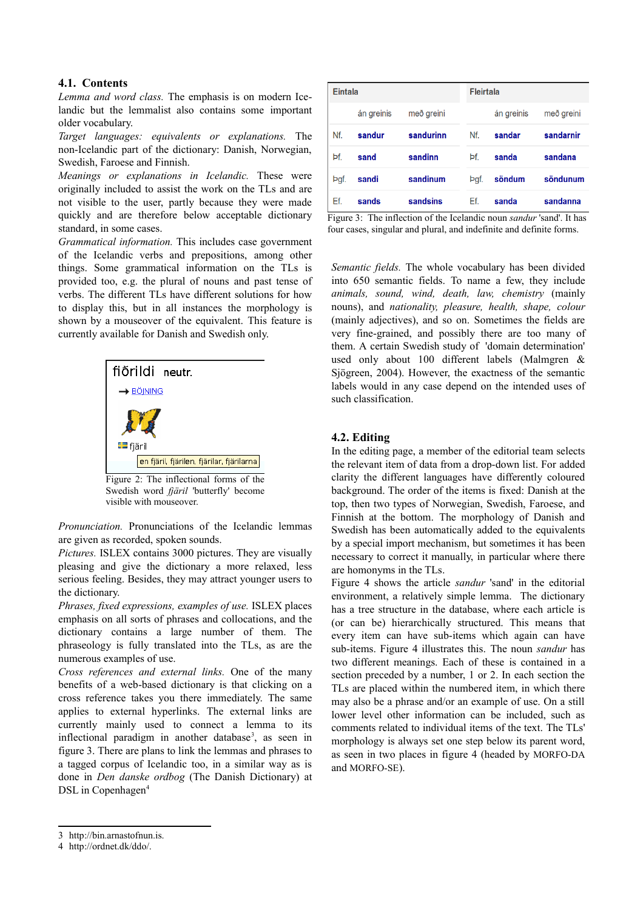### 4.1. Contents

*Lemma and word class.* The emphasis is on modern Icelandic but the lemmalist also contains some important older vocabulary.

*Target languages: equivalents or explanations.* The non-Icelandic part of the dictionary: Danish, Norwegian, Swedish, Faroese and Finnish.

*Meanings or explanations in Icelandic.* These were originally included to assist the work on the TLs and are not visible to the user, partly because they were made quickly and are therefore below acceptable dictionary standard, in some cases.

*Grammatical information.* This includes case government of the Icelandic verbs and prepositions, among other things. Some grammatical information on the TLs is provided too, e.g. the plural of nouns and past tense of verbs. The different TLs have different solutions for how to display this, but in all instances the morphology is shown by a mouseover of the equivalent. This feature is currently available for Danish and Swedish only.

fiðrildi neutr.

→ BÖJNING

fjäril

en fjäril, fjärilen, fjärilar, fjärilarna

Figure 2: The inflectional forms of the Swedish word *fjäril* 'butterfly' become visible with mouseover.

*Pronunciation.* Pronunciations of the Icelandic lemmas are given as recorded, spoken sounds.

*Pictures.* ISLEX contains 3000 pictures. They are visually pleasing and give the dictionary a more relaxed, less serious feeling. Besides, they may attract younger users to the dictionary.

*Phrases, fixed expressions, examples of use.* ISLEX places emphasis on all sorts of phrases and collocations, and the dictionary contains a large number of them. The phraseology is fully translated into the TLs, as are the numerous examples of use.

*Cross references and external links.* One of the many benefits of a web-based dictionary is that clicking on a cross reference takes you there immediately. The same applies to external hyperlinks. The external links are currently mainly used to connect a lemma to its inflectional paradigm in another database[3], as seen in figure 3. There are plans to link the nouns and phrases to a tagged corpus of Icelandic too, in a similar way as is done in *Den danske ordbog* (The Danish Dictionary) at DSL in Copenhagen[4]

| Eintala | | | Fleirtala | | |
|---|---|---|---|---|---|
| | án greinis | með greini | | án greinis | með greini |
| Nf. | sandur | sandurinn | Nf. | sandar | sandarnir |
| Þf. | sand | sandinn | Þf. | sanda | sandana |
| Þgf. | sandi | sandinum | Þgf. | söndum | söndunum |
| Ef. | sands | sandsins | Ef. | sanda | sandanna |

Figure 3: The inflection of the Icelandic noun *sandur* 'sand'. It has four cases, singular and plural, and indefinite and definite forms.

*Semantic fields.* The whole vocabulary has been divided into 650 semantic fields. To name a few, they include *animals, sound, wind, death, law, chemistry* (mainly nouns), and *nationality, pleasure, health, shape, colour* (mainly adjectives), and so on. Sometimes the fields are very fine-grained, and possibly there are too many of them. A certain Swedish study of 'domain determination' used only about 100 different labels (Malmgren & Sjögreen, 2004). However, the exactness of the semantic labels would in any case depend on the intended uses of such classification.

### 4.2. Editing

In the editing page, a member of the editorial team selects the relevant item of data from a drop-down list. For added clarity the different languages have differently coloured background. The order of the items is fixed: Danish at the top, then two types of Norwegian, Swedish, Faroese, and Finnish at the bottom. The morphology of Danish and Swedish has been automatically added to the equivalents by a special import mechanism, but sometimes it has been necessary to correct it manually, in particular where there are homonyms in the TLs.

Figure 4 shows the article *sandur* 'sand' in the editorial environment, a relatively simple lemma. The dictionary has a tree structure in the database, where each article is (or can be) hierarchically structured. This means that every item can have sub-items which again can have sub-items. Figure 4 illustrates this. The noun *sandur* has two different meanings. Each of these is contained in a section preceded by a number, 1 or 2. In each section the TLs are placed within the numbered item, in which there may also be a phrase and/or an example of use. On a still lower level other information can be included, such as comments related to individual items of the text. The TLs' morphology is always set one step below its parent word, as seen in two places in figure 4 (headed by MORFO-DA and MORFO-SE).

---

3 http://bin.arnastofnun.is.
4 http://ordnet.dk/ddo/.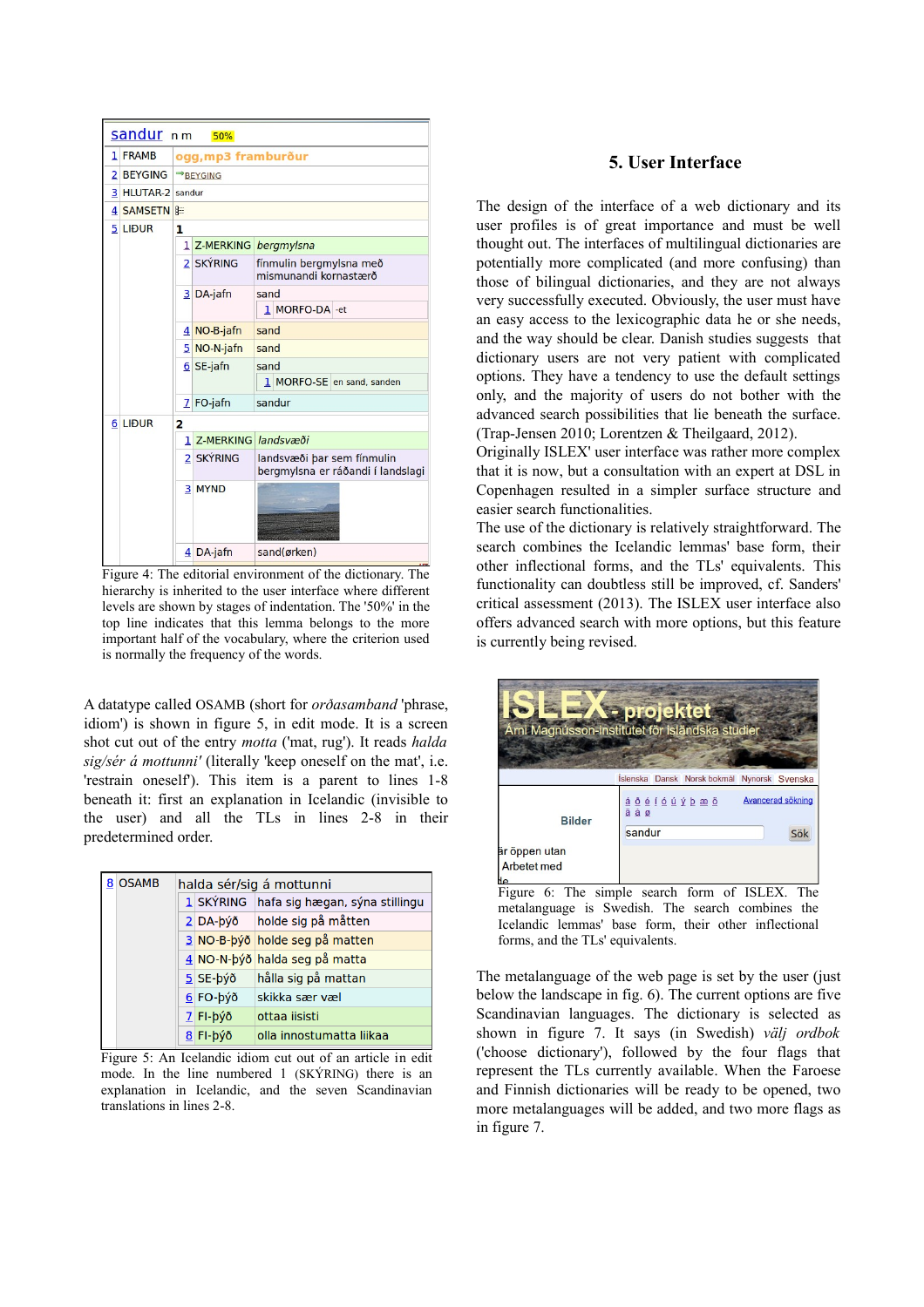| | sandur n m 50% | |
|---|---|---|
| 1 | FRAMB | ogg,mp3 framburður |
| 2 | BEYGING | BEYGING |
| 3 | HLUTAR-2 | sandur |
| 4 | SAMSETN | |
| 5 | LIÐUR | 1 |
| | 1 Z-MERKING | bergmylsna |
| | 2 SKÝRING | finmulin bergmylsna með mismunandi kornastærð |
| | 3 DA-jafn | sand; 1 MORFO-DA -et |
| | 4 NO-B-jafn | sand |
| | 5 NO-N-jafn | sand |
| | 6 SE-jafn | sand; 1 MORFO-SE en sand, sanden |
| | 7 FO-jafn | sandur |
| 6 | LIÐUR | 2 |
| | 1 Z-MERKING | landsvæði |
| | 2 SKÝRING | landsvæði þar sem finmulin bergmylsna er ráðandi í landslagi |
| | 3 MYND | |
| | 4 DA-jafn | sand(ørken) |

Figure 4: The editorial environment of the dictionary. The hierarchy is inherited to the user interface where different levels are shown by stages of indentation. The '50%' in the top line indicates that this lemma belongs to the more important half of the vocabulary, where the criterion used is normally the frequency of the words.

A datatype called OSAMB (short for *orðasamband* 'phrase, idiom') is shown in figure 5, in edit mode. It is a screen shot cut out of the entry *motta* ('mat, rug'). It reads *halda sig/sér á mottunni* (literally 'keep oneself on the mat', i.e. 'restrain oneself'). This item is a parent to lines 1-8 beneath it: first an explanation in Icelandic (invisible to the user) and all the TLs in lines 2-8 in their predetermined order.

| 8 OSAMB | halda sér/sig á mottunni | |
|---|---|---|
| | 1 SKÝRING | hafa sig hægan, sýna stillingu |
| | 2 DA-þýð | holde sig på måtten |
| | 3 NO-B-þýð | holde seg på matten |
| | 4 NO-N-þýð | halda seg på matta |
| | 5 SE-þýð | hålla sig på mattan |
| | 6 FO-þýð | skikka sær væl |
| | 7 FI-þýð | ottaa iisisti |
| | 8 FI-þýð | olla innostumatta liikaa |

Figure 5: An Icelandic idiom cut out of an article in edit mode. In the line numbered 1 (SKÝRING) there is an explanation in Icelandic, and the seven Scandinavian translations in lines 2-8.

## 5. User Interface

The design of the interface of a web dictionary and its user profiles is of great importance and must be well thought out. The interfaces of multilingual dictionaries are potentially more complicated (and more confusing) than those of bilingual dictionaries, and they are not always very successfully executed. Obviously, the user must have an easy access to the lexicographic data he or she needs, and the way should be clear. Danish studies suggests that dictionary users are not very patient with complicated options. They have a tendency to use the default settings only, and the majority of users do not bother with the advanced search possibilities that lie beneath the surface. (Trap-Jensen 2010; Lorentzen & Theilgaard, 2012).
Originally ISLEX' user interface was rather more complex that it is now, but a consultation with an expert at DSL in Copenhagen resulted in a simpler surface structure and easier search functionalities.
The use of the dictionary is relatively straightforward. The search combines the Icelandic lemmas' base form, their other inflectional forms, and the TLs' equivalents. This functionality can doubtless still be improved, cf. Sanders' critical assessment (2013). The ISLEX user interface also offers advanced search with more options, but this feature is currently being revised.

ISLEX-projektet
Árni Magnússon-institutet för isländska studier
Íslenska Dansk Norsk bokmål Nynorsk Svenska
Bilder
á ð é í ó ú ý þ æ ö ä å ø
Avancerad sökning
sandur
Sök
är öppen utan
Arbetet med

Figure 6: The simple search form of ISLEX. The metalanguage is Swedish. The search combines the Icelandic lemmas' base form, their other inflectional forms, and the TLs' equivalents.

The metalanguage of the web page is set by the user (just below the landscape in fig. 6). The current options are five Scandinavian languages. The dictionary is selected as shown in figure 7. It says (in Swedish) *välj ordbok* ('choose dictionary'), followed by the four flags that represent the TLs currently available. When the Faroese and Finnish dictionaries will be ready to be opened, two more metalanguages will be added, and two more flags as in figure 7.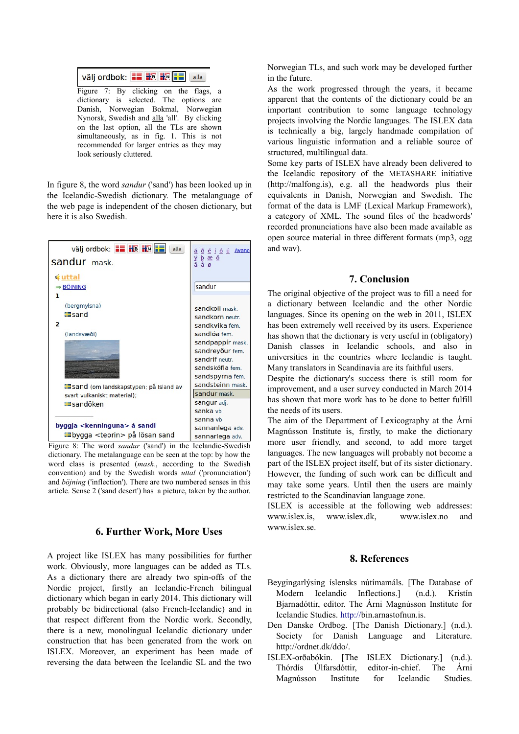Figure 7: By clicking on the flags, a dictionary is selected. The options are Danish, Norwegian Bokmal, Norwegian Nynorsk, Swedish and alla 'all'. By clicking on the last option, all the TLs are shown simultaneously, as in fig. 1. This is not recommended for larger entries as they may look seriously cluttered.

In figure 8, the word *sandur* ('sand') has been looked up in the Icelandic-Swedish dictionary. The metalanguage of the web page is independent of the chosen dictionary, but here it is also Swedish.

Figure 8: The word *sandur* ('sand') in the Icelandic-Swedish dictionary. The metalanguage can be seen at the top: by how the word class is presented (*mask.*, according to the Swedish convention) and by the Swedish words *uttal* ('pronunciation') and *böjning* ('inflection'). There are two numbered senses in this article. Sense 2 ('sand desert') has a picture, taken by the author.

## 6. Further Work, More Uses

A project like ISLEX has many possibilities for further work. Obviously, more languages can be added as TLs. As a dictionary there are already two spin-offs of the Nordic project, firstly an Icelandic-French bilingual dictionary which began in early 2014. This dictionary will probably be bidirectional (also French-Icelandic) and in that respect different from the Nordic work. Secondly, there is a new, monolingual Icelandic dictionary under construction that has been generated from the work on ISLEX. Moreover, an experiment has been made of reversing the data between the Icelandic SL and the two Norwegian TLs, and such work may be developed further in the future.

As the work progressed through the years, it became apparent that the contents of the dictionary could be an important contribution to some language technology projects involving the Nordic languages. The ISLEX data is technically a big, largely handmade compilation of various linguistic information and a reliable source of structured, multilingual data.

Some key parts of ISLEX have already been delivered to the Icelandic repository of the METASHARE initiative (http://malfong.is), e.g. all the headwords plus their equivalents in Danish, Norwegian and Swedish. The format of the data is LMF (Lexical Markup Framework), a category of XML. The sound files of the headwords' recorded pronunciations have also been made available as open source material in three different formats (mp3, ogg and wav).

## 7. Conclusion

The original objective of the project was to fill a need for a dictionary between Icelandic and the other Nordic languages. Since its opening on the web in 2011, ISLEX has been extremely well received by its users. Experience has shown that the dictionary is very useful in (obligatory) Danish classes in Icelandic schools, and also in universities in the countries where Icelandic is taught. Many translators in Scandinavia are its faithful users.

Despite the dictionary's success there is still room for improvement, and a user survey conducted in March 2014 has shown that more work has to be done to better fulfill the needs of its users.

The aim of the Department of Lexicography at the Árni Magnússon Institute is, firstly, to make the dictionary more user friendly, and second, to add more target languages. The new languages will probably not become a part of the ISLEX project itself, but of its sister dictionary. However, the funding of such work can be difficult and may take some years. Until then the users are mainly restricted to the Scandinavian language zone.

ISLEX is accessible at the following web addresses: www.islex.is, www.islex.dk, www.islex.no and www.islex.se.

## 8. References

Beygingarlýsing íslensks nútímamáls. [The Database of Modern Icelandic Inflections.] (n.d.). Kristín Bjarnadóttir, editor. The Árni Magnússon Institute for Icelandic Studies. http://bin.arnastofnun.is.

Den Danske Ordbog. [The Danish Dictionary.] (n.d.). Society for Danish Language and Literature. http://ordnet.dk/ddo/.

ISLEX-orðabókin. [The ISLEX Dictionary.] (n.d.). Thórdís Úlfarsdóttir, editor-in-chief. The Árni Magnússon Institute for Icelandic Studies.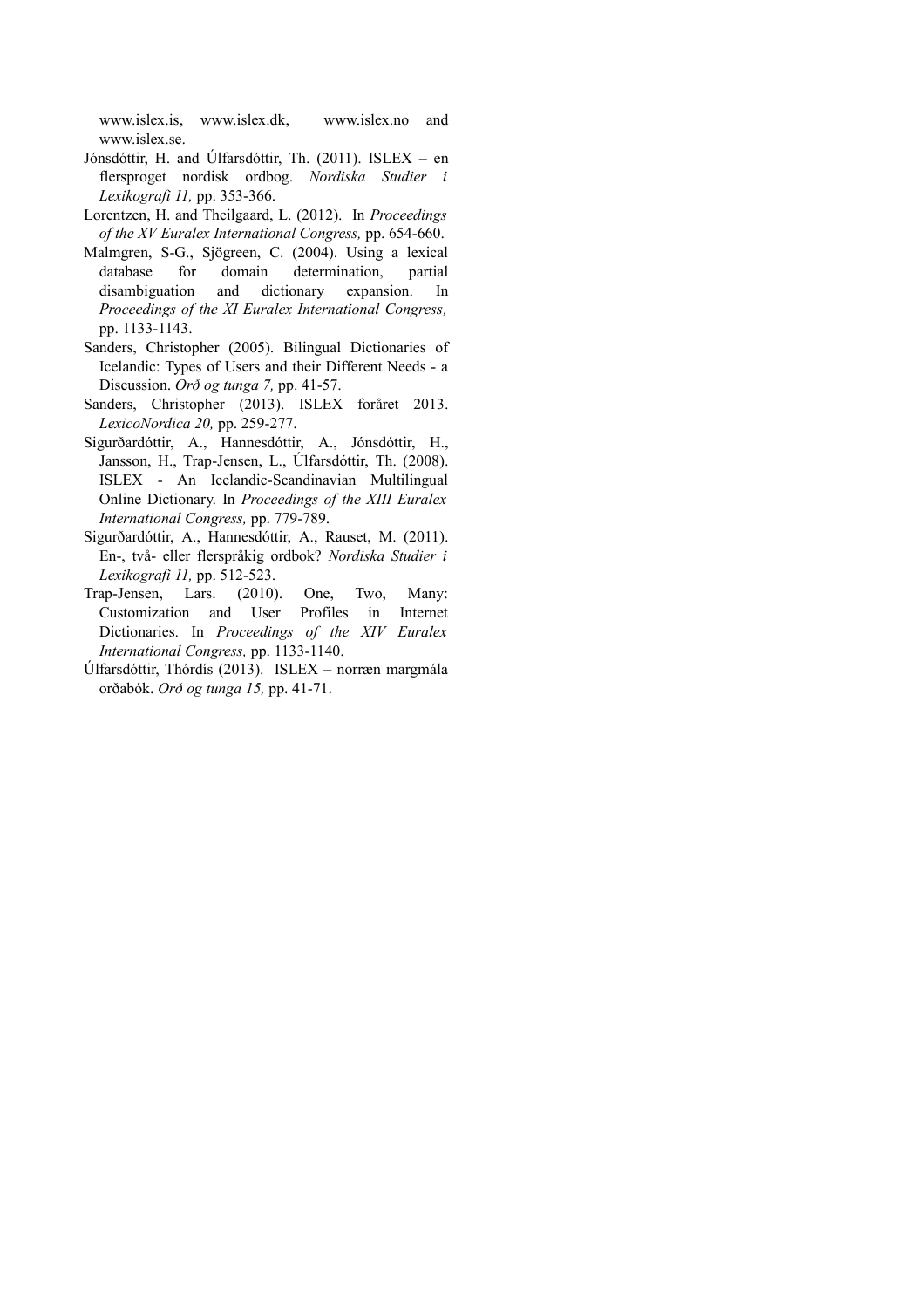www.islex.is, www.islex.dk, www.islex.no and www.islex.se.

Jónsdóttir, H. and Úlfarsdóttir, Th. (2011). ISLEX – en flersproget nordisk ordbog. *Nordiska Studier i Lexikografi 11,* pp. 353-366.

Lorentzen, H. and Theilgaard, L. (2012). In *Proceedings of the XV Euralex International Congress,* pp. 654-660.

Malmgren, S-G., Sjögreen, C. (2004). Using a lexical database for domain determination, partial disambiguation and dictionary expansion. In *Proceedings of the XI Euralex International Congress,* pp. 1133-1143.

Sanders, Christopher (2005). Bilingual Dictionaries of Icelandic: Types of Users and their Different Needs - a Discussion. *Orð og tunga 7,* pp. 41-57.

Sanders, Christopher (2013). ISLEX foråret 2013. *LexicoNordica 20,* pp. 259-277.

Sigurðardóttir, A., Hannesdóttir, A., Jónsdóttir, H., Jansson, H., Trap-Jensen, L., Úlfarsdóttir, Th. (2008). ISLEX - An Icelandic-Scandinavian Multilingual Online Dictionary. In *Proceedings of the XIII Euralex International Congress,* pp. 779-789.

Sigurðardóttir, A., Hannesdóttir, A., Rauset, M. (2011). En-, två- eller flerspråkig ordbok? *Nordiska Studier i Lexikografi 11,* pp. 512-523.

Trap-Jensen, Lars. (2010). One, Two, Many: Customization and User Profiles in Internet Dictionaries. In *Proceedings of the XIV Euralex International Congress,* pp. 1133-1140.

Úlfarsdóttir, Thórdís (2013). ISLEX – norræn margmála orðabók. *Orð og tunga 15,* pp. 41-71.